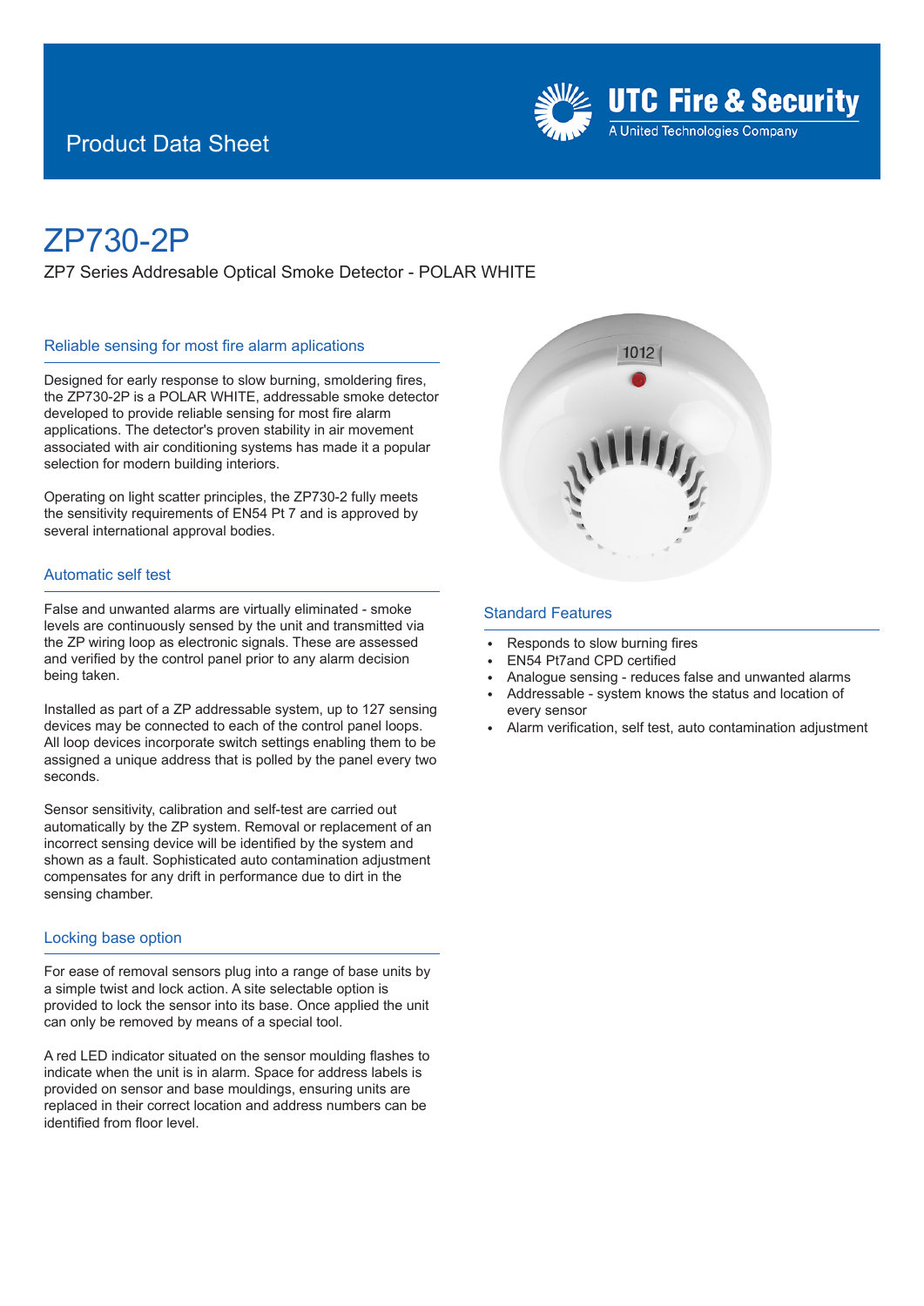Product Data Sheet

UTC Fire & Security
A United Technologies Company

# ZP730-2P

ZP7 Series Addresable Optical Smoke Detector - POLAR WHITE

## Reliable sensing for most fire alarm aplications

Designed for early response to slow burning, smoldering fires, the ZP730-2P is a POLAR WHITE, addressable smoke detector developed to provide reliable sensing for most fire alarm applications. The detector's proven stability in air movement associated with air conditioning systems has made it a popular selection for modern building interiors.

Operating on light scatter principles, the ZP730-2 fully meets the sensitivity requirements of EN54 Pt 7 and is approved by several international approval bodies.

## Automatic self test

False and unwanted alarms are virtually eliminated - smoke levels are continuously sensed by the unit and transmitted via the ZP wiring loop as electronic signals. These are assessed and verified by the control panel prior to any alarm decision being taken.

Installed as part of a ZP addressable system, up to 127 sensing devices may be connected to each of the control panel loops. All loop devices incorporate switch settings enabling them to be assigned a unique address that is polled by the panel every two seconds.

Sensor sensitivity, calibration and self-test are carried out automatically by the ZP system. Removal or replacement of an incorrect sensing device will be identified by the system and shown as a fault. Sophisticated auto contamination adjustment compensates for any drift in performance due to dirt in the sensing chamber.

## Locking base option

For ease of removal sensors plug into a range of base units by a simple twist and lock action. A site selectable option is provided to lock the sensor into its base. Once applied the unit can only be removed by means of a special tool.

A red LED indicator situated on the sensor moulding flashes to indicate when the unit is in alarm. Space for address labels is provided on sensor and base mouldings, ensuring units are replaced in their correct location and address numbers can be identified from floor level.

## Standard Features

- Responds to slow burning fires
- EN54 Pt7and CPD certified
- Analogue sensing - reduces false and unwanted alarms
- Addressable - system knows the status and location of every sensor
- Alarm verification, self test, auto contamination adjustment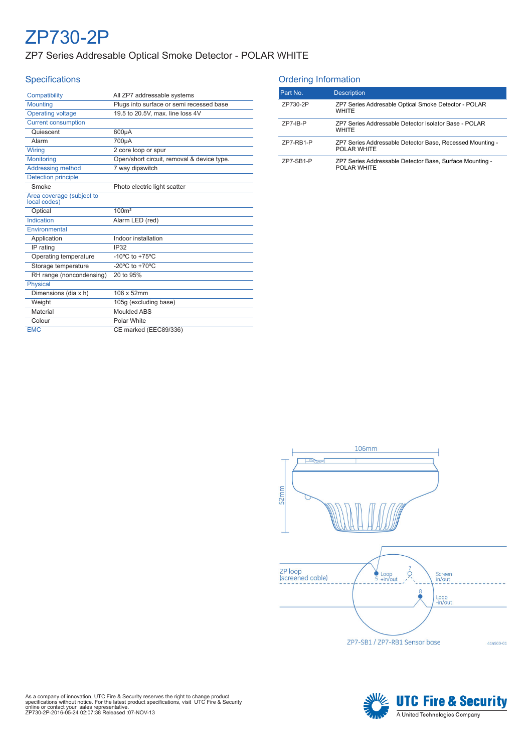# ZP730-2P

ZP7 Series Addresable Optical Smoke Detector - POLAR WHITE

## Specifications

| | |
|---|---|
| Compatibility | All ZP7 addressable systems |
| Mounting | Plugs into surface or semi recessed base |
| Operating voltage | 19.5 to 20.5V, max. line loss 4V |
| Current consumption | |
| Quiescent | 600µA |
| Alarm | 700µA |
| Wiring | 2 core loop or spur |
| Monitoring | Open/short circuit, removal & device type. |
| Addressing method | 7 way dipswitch |
| Detection principle | |
| Smoke | Photo electric light scatter |
| Area coverage (subject to local codes) | |
| Optical | 100m² |
| Indication | Alarm LED (red) |
| Environmental | |
| Application | Indoor installation |
| IP rating | IP32 |
| Operating temperature | -10ºC to +75ºC |
| Storage temperature | -20ºC to +70ºC |
| RH range (noncondensing) | 20 to 95% |
| Physical | |
| Dimensions (dia x h) | 106 x 52mm |
| Weight | 105g (excluding base) |
| Material | Moulded ABS |
| Colour | Polar White |
| EMC | CE marked (EEC89/336) |

## Ordering Information

| Part No. | Description |
|---|---|
| ZP730-2P | ZP7 Series Addresable Optical Smoke Detector - POLAR WHITE |
| ZP7-IB-P | ZP7 Series Addressable Detector Isolator Base - POLAR WHITE |
| ZP7-RB1-P | ZP7 Series Addressable Detector Base, Recessed Mounting - POLAR WHITE |
| ZP7-SB1-P | ZP7 Series Addressable Detector Base, Surface Mounting - POLAR WHITE |

106mm

52mm

ZP loop (screened cable)

5 Loop +in/out

7

Screen in/out

8

Loop -in/out

ZP7-SB1 / ZP7-RB1 Sensor base

414500-01

As a company of innovation, UTC Fire & Security reserves the right to change product specifications without notice. For the latest product specifications, visit UTC Fire & Security online or contact your sales representative.
ZP730-2P-2016-05-24 02:07:38 Released :07-NOV-13

UTC Fire & Security
A United Technologies Company